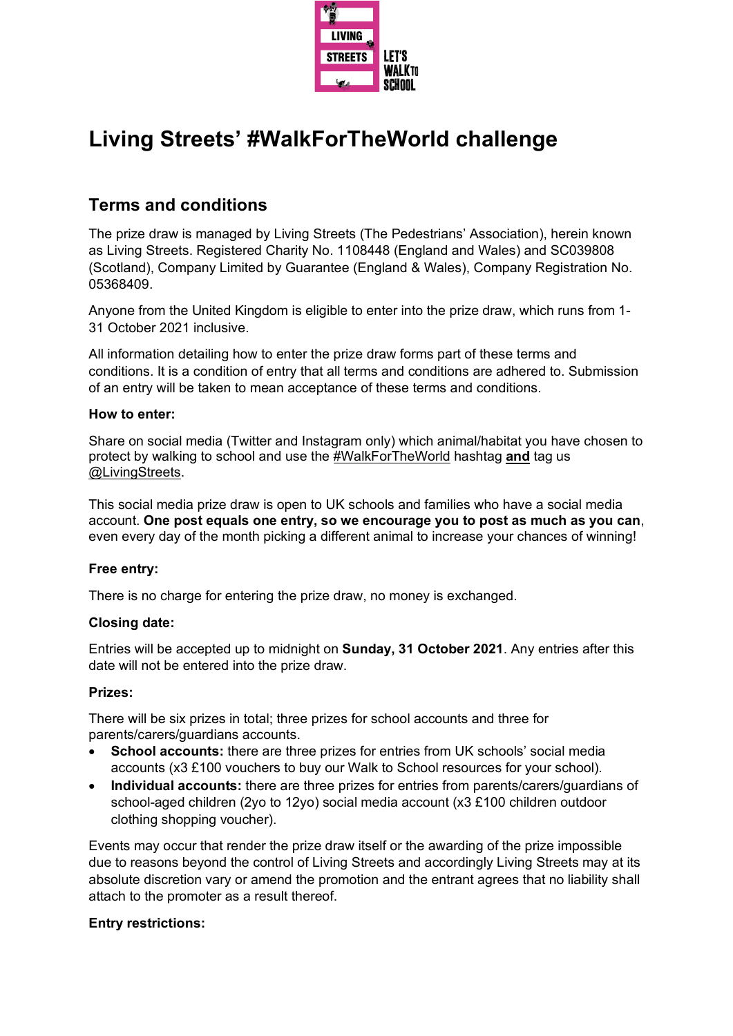# Living Streets' #WalkForTheWorld challenge

## Terms and conditions

The prize draw is managed by Living Streets (The Pedestrians' Association), herein known as Living Streets. Registered Charity No. 1108448 (England and Wales) and SC039808 (Scotland), Company Limited by Guarantee (England & Wales), Company Registration No. 05368409.

Anyone from the United Kingdom is eligible to enter into the prize draw, which runs from 1-31 October 2021 inclusive.

All information detailing how to enter the prize draw forms part of these terms and conditions. It is a condition of entry that all terms and conditions are adhered to. Submission of an entry will be taken to mean acceptance of these terms and conditions.

**How to enter:**

Share on social media (Twitter and Instagram only) which animal/habitat you have chosen to protect by walking to school and use the #WalkForTheWorld hashtag **and** tag us @LivingStreets.

This social media prize draw is open to UK schools and families who have a social media account. **One post equals one entry, so we encourage you to post as much as you can**, even every day of the month picking a different animal to increase your chances of winning!

**Free entry:**

There is no charge for entering the prize draw, no money is exchanged.

**Closing date:**

Entries will be accepted up to midnight on **Sunday, 31 October 2021**. Any entries after this date will not be entered into the prize draw.

**Prizes:**

There will be six prizes in total; three prizes for school accounts and three for parents/carers/guardians accounts.

- **School accounts:** there are three prizes for entries from UK schools' social media accounts (x3 £100 vouchers to buy our Walk to School resources for your school).
- **Individual accounts:** there are three prizes for entries from parents/carers/guardians of school-aged children (2yo to 12yo) social media account (x3 £100 children outdoor clothing shopping voucher).

Events may occur that render the prize draw itself or the awarding of the prize impossible due to reasons beyond the control of Living Streets and accordingly Living Streets may at its absolute discretion vary or amend the promotion and the entrant agrees that no liability shall attach to the promoter as a result thereof.

**Entry restrictions:**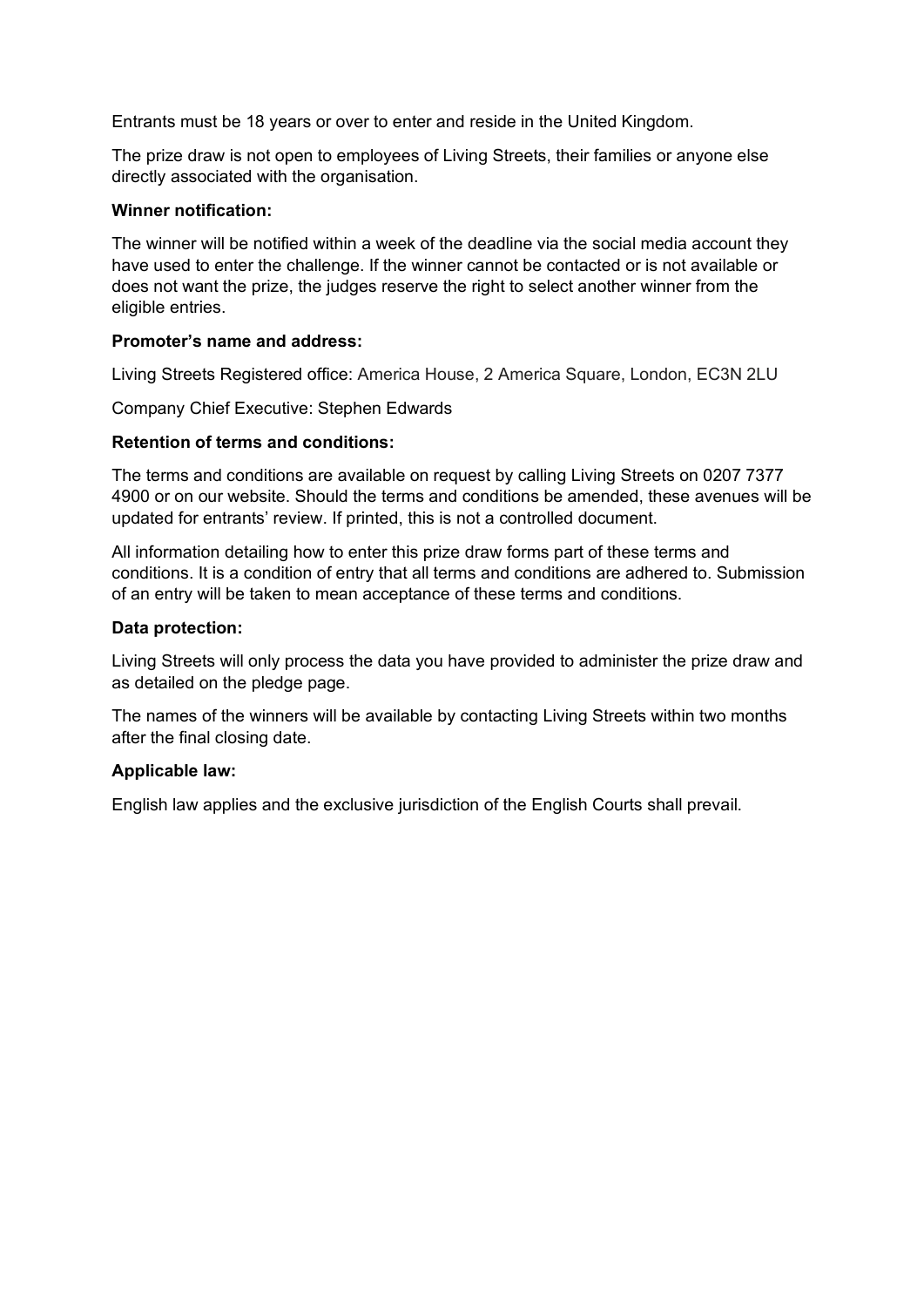Entrants must be 18 years or over to enter and reside in the United Kingdom.

The prize draw is not open to employees of Living Streets, their families or anyone else directly associated with the organisation.

**Winner notification:**

The winner will be notified within a week of the deadline via the social media account they have used to enter the challenge. If the winner cannot be contacted or is not available or does not want the prize, the judges reserve the right to select another winner from the eligible entries.

**Promoter's name and address:**

Living Streets Registered office: America House, 2 America Square, London, EC3N 2LU

Company Chief Executive: Stephen Edwards

**Retention of terms and conditions:**

The terms and conditions are available on request by calling Living Streets on 0207 7377 4900 or on our website. Should the terms and conditions be amended, these avenues will be updated for entrants' review. If printed, this is not a controlled document.

All information detailing how to enter this prize draw forms part of these terms and conditions. It is a condition of entry that all terms and conditions are adhered to. Submission of an entry will be taken to mean acceptance of these terms and conditions.

**Data protection:**

Living Streets will only process the data you have provided to administer the prize draw and as detailed on the pledge page.

The names of the winners will be available by contacting Living Streets within two months after the final closing date.

**Applicable law:**

English law applies and the exclusive jurisdiction of the English Courts shall prevail.